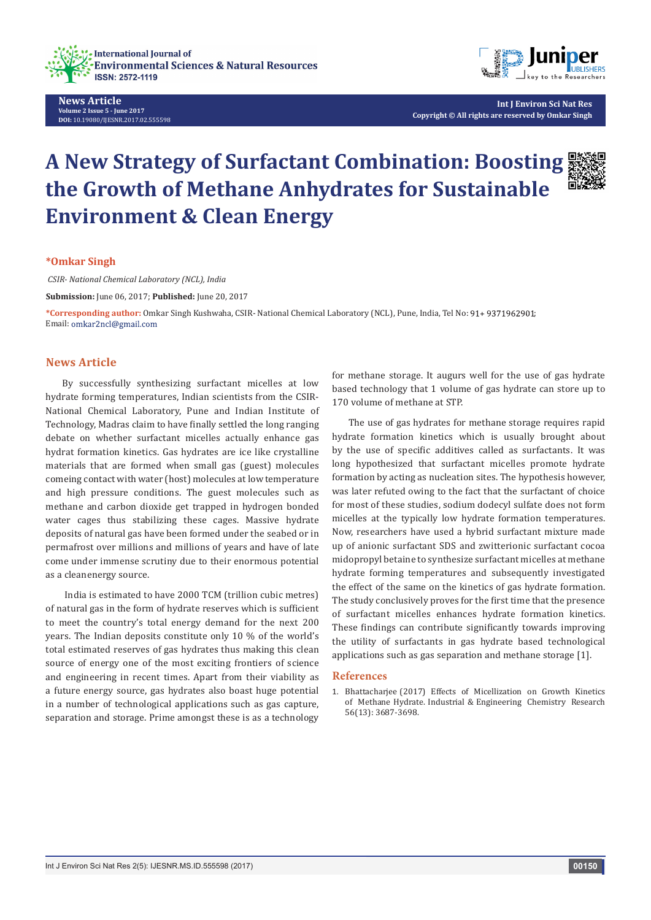# A New Strategy of Surfactant Combination: Boosting the Growth of Methane Anhydrates for Sustainable Environment & Clean Energy

**\*Omkar Singh**

*CSIR- National Chemical Laboratory (NCL), India*

**Submission:** June 06, 2017; **Published:** June 20, 2017

**\*Corresponding author:** Omkar Singh Kushwaha, CSIR- National Chemical Laboratory (NCL), Pune, India, Tel No: 91+ 9371962901; Email: omkar2ncl@gmail.com

## News Article

By successfully synthesizing surfactant micelles at low hydrate forming temperatures, Indian scientists from the CSIR-National Chemical Laboratory, Pune and Indian Institute of Technology, Madras claim to have finally settled the long ranging debate on whether surfactant micelles actually enhance gas hydrat formation kinetics. Gas hydrates are ice like crystalline materials that are formed when small gas (guest) molecules comeing contact with water (host) molecules at low temperature and high pressure conditions. The guest molecules such as methane and carbon dioxide get trapped in hydrogen bonded water cages thus stabilizing these cages. Massive hydrate deposits of natural gas have been formed under the seabed or in permafrost over millions and millions of years and have of late come under immense scrutiny due to their enormous potential as a cleanenergy source.

India is estimated to have 2000 TCM (trillion cubic metres) of natural gas in the form of hydrate reserves which is sufficient to meet the country's total energy demand for the next 200 years. The Indian deposits constitute only 10 % of the world's total estimated reserves of gas hydrates thus making this clean source of energy one of the most exciting frontiers of science and engineering in recent times. Apart from their viability as a future energy source, gas hydrates also boast huge potential in a number of technological applications such as gas capture, separation and storage. Prime amongst these is as a technology for methane storage. It augurs well for the use of gas hydrate based technology that 1 volume of gas hydrate can store up to 170 volume of methane at STP.

The use of gas hydrates for methane storage requires rapid hydrate formation kinetics which is usually brought about by the use of specific additives called as surfactants. It was long hypothesized that surfactant micelles promote hydrate formation by acting as nucleation sites. The hypothesis however, was later refuted owing to the fact that the surfactant of choice for most of these studies, sodium dodecyl sulfate does not form micelles at the typically low hydrate formation temperatures. Now, researchers have used a hybrid surfactant mixture made up of anionic surfactant SDS and zwitterionic surfactant cocoa midopropyl betaine to synthesize surfactant micelles at methane hydrate forming temperatures and subsequently investigated the effect of the same on the kinetics of gas hydrate formation. The study conclusively proves for the first time that the presence of surfactant micelles enhances hydrate formation kinetics. These findings can contribute significantly towards improving the utility of surfactants in gas hydrate based technological applications such as gas separation and methane storage [1].

## References

1. Bhattacharjee (2017) Effects of Micellization on Growth Kinetics of Methane Hydrate. Industrial & Engineering Chemistry Research 56(13): 3687-3698.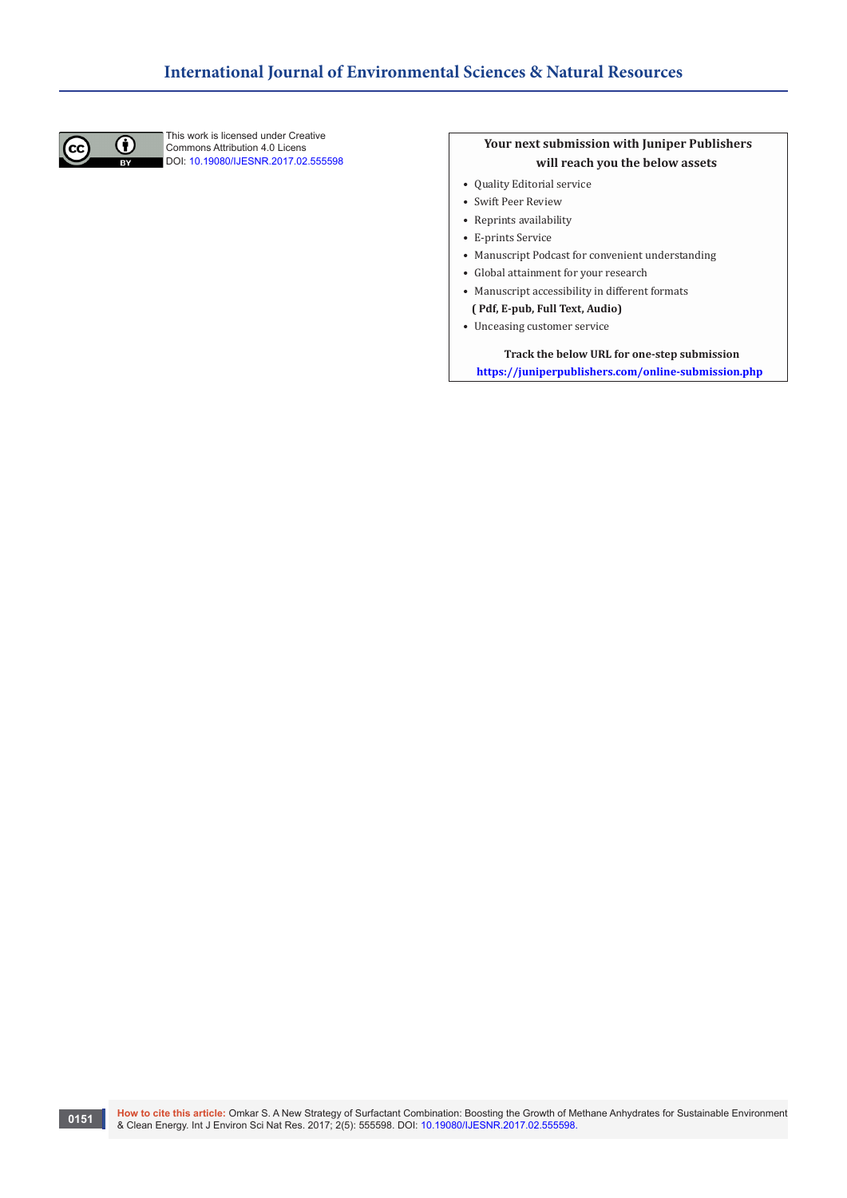This work is licensed under Creative Commons Attribution 4.0 Licens
DOI: 10.19080/IJESNR.2017.02.555598

**Your next submission with Juniper Publishers will reach you the below assets**

- Quality Editorial service
- Swift Peer Review
- Reprints availability
- E-prints Service
- Manuscript Podcast for convenient understanding
- Global attainment for your research
- Manuscript accessibility in different formats
  **( Pdf, E-pub, Full Text, Audio)**
- Unceasing customer service

**Track the below URL for one-step submission**
**https://juniperpublishers.com/online-submission.php**

**How to cite this article:** Omkar S. A New Strategy of Surfactant Combination: Boosting the Growth of Methane Anhydrates for Sustainable Environment & Clean Energy. Int J Environ Sci Nat Res. 2017; 2(5): 555598. DOI: 10.19080/IJESNR.2017.02.555598.